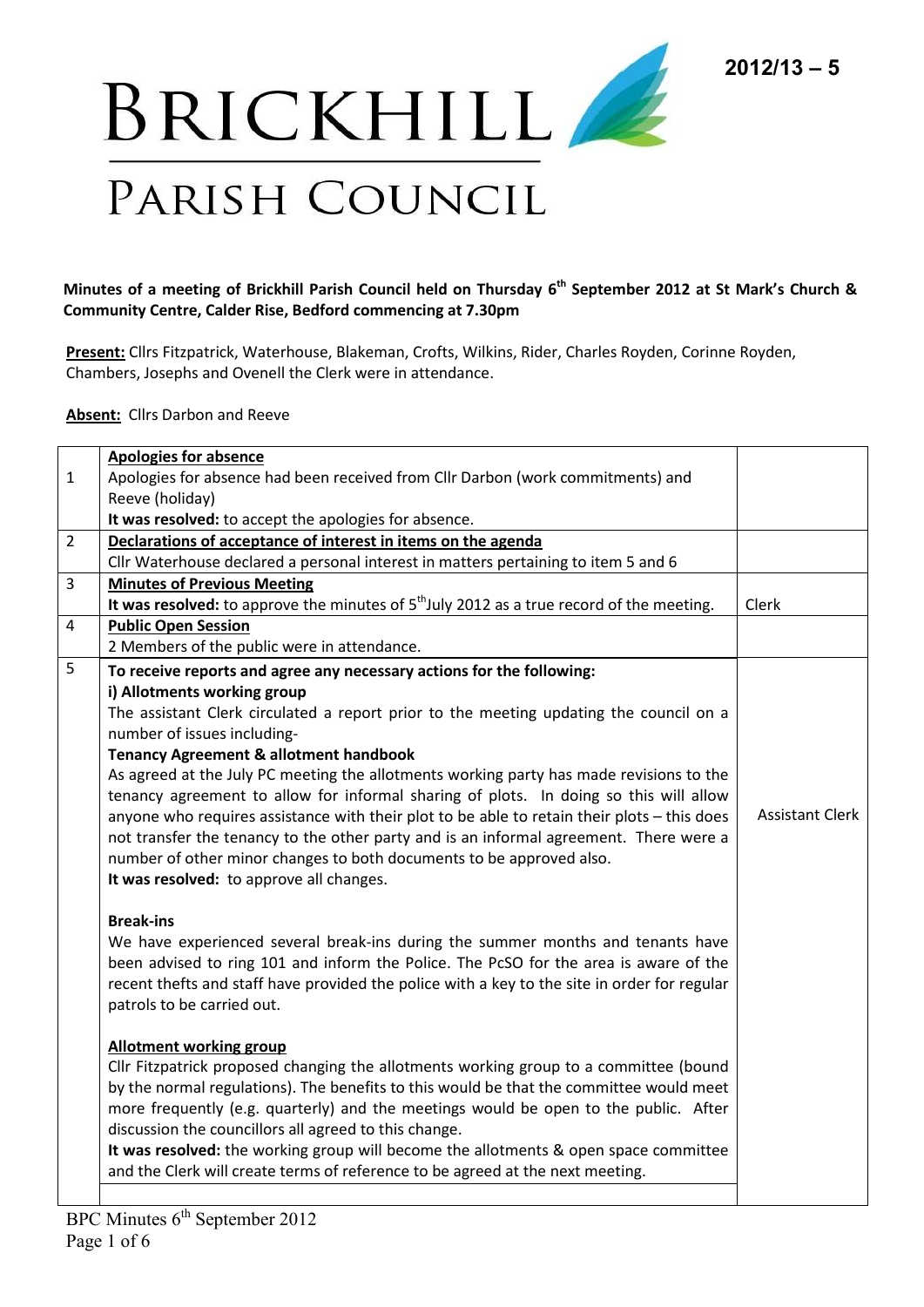2012/13 – 5

# Brickhill Parish Council

**Minutes of a meeting of Brickhill Parish Council held on Thursday 6th September 2012 at St Mark's Church & Community Centre, Calder Rise, Bedford commencing at 7.30pm**

**Present:** Cllrs Fitzpatrick, Waterhouse, Blakeman, Crofts, Wilkins, Rider, Charles Royden, Corinne Royden, Chambers, Josephs and Ovenell the Clerk were in attendance.

**Absent:** Cllrs Darbon and Reeve

| | | |
|---|---|---|
| 1 | **Apologies for absence**<br>Apologies for absence had been received from Cllr Darbon (work commitments) and Reeve (holiday)<br>**It was resolved:** to accept the apologies for absence. | |
| 2 | **Declarations of acceptance of interest in items on the agenda**<br>Cllr Waterhouse declared a personal interest in matters pertaining to item 5 and 6 | |
| 3 | **Minutes of Previous Meeting**<br>**It was resolved:** to approve the minutes of 5th July 2012 as a true record of the meeting. | Clerk |
| 4 | **Public Open Session**<br>2 Members of the public were in attendance. | |
| 5 | **To receive reports and agree any necessary actions for the following:**<br>**i) Allotments working group**<br>The assistant Clerk circulated a report prior to the meeting updating the council on a number of issues including-<br>**Tenancy Agreement & allotment handbook**<br>As agreed at the July PC meeting the allotments working party has made revisions to the tenancy agreement to allow for informal sharing of plots. In doing so this will allow anyone who requires assistance with their plot to be able to retain their plots – this does not transfer the tenancy to the other party and is an informal agreement. There were a number of other minor changes to both documents to be approved also.<br>**It was resolved:** to approve all changes.<br><br>**Break-ins**<br>We have experienced several break-ins during the summer months and tenants have been advised to ring 101 and inform the Police. The PcSO for the area is aware of the recent thefts and staff have provided the police with a key to the site in order for regular patrols to be carried out.<br><br>**Allotment working group**<br>Cllr Fitzpatrick proposed changing the allotments working group to a committee (bound by the normal regulations). The benefits to this would be that the committee would meet more frequently (e.g. quarterly) and the meetings would be open to the public. After discussion the councillors all agreed to this change.<br>**It was resolved:** the working group will become the allotments & open space committee and the Clerk will create terms of reference to be agreed at the next meeting. | Assistant Clerk |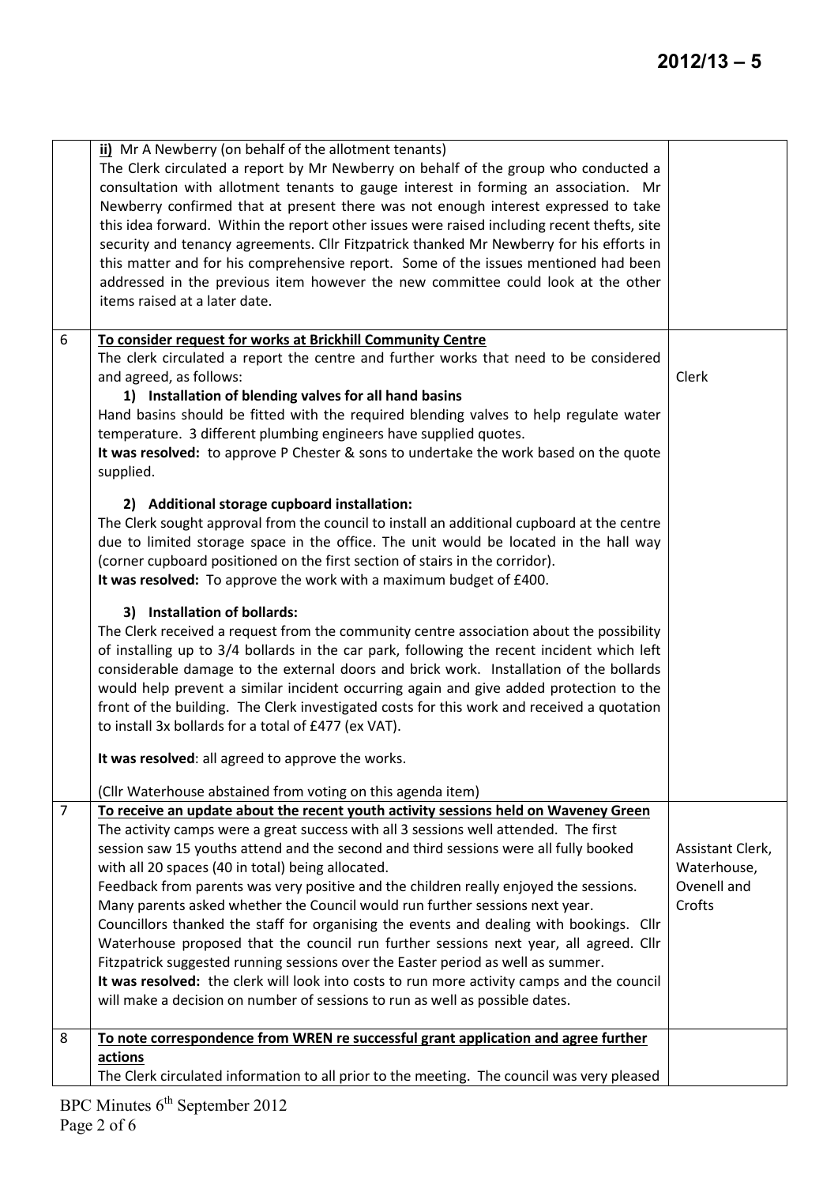| | | |
|---|---|---|
| | **ii)** Mr A Newberry (on behalf of the allotment tenants)<br>The Clerk circulated a report by Mr Newberry on behalf of the group who conducted a consultation with allotment tenants to gauge interest in forming an association. Mr Newberry confirmed that at present there was not enough interest expressed to take this idea forward. Within the report other issues were raised including recent thefts, site security and tenancy agreements. Cllr Fitzpatrick thanked Mr Newberry for his efforts in this matter and for his comprehensive report. Some of the issues mentioned had been addressed in the previous item however the new committee could look at the other items raised at a later date. | |
| 6 | **To consider request for works at Brickhill Community Centre**<br>The clerk circulated a report the centre and further works that need to be considered and agreed, as follows:<br>**1) Installation of blending valves for all hand basins**<br>Hand basins should be fitted with the required blending valves to help regulate water temperature. 3 different plumbing engineers have supplied quotes.<br>**It was resolved:** to approve P Chester & sons to undertake the work based on the quote supplied.<br>**2) Additional storage cupboard installation:**<br>The Clerk sought approval from the council to install an additional cupboard at the centre due to limited storage space in the office. The unit would be located in the hall way (corner cupboard positioned on the first section of stairs in the corridor).<br>**It was resolved:** To approve the work with a maximum budget of £400.<br>**3) Installation of bollards:**<br>The Clerk received a request from the community centre association about the possibility of installing up to 3/4 bollards in the car park, following the recent incident which left considerable damage to the external doors and brick work. Installation of the bollards would help prevent a similar incident occurring again and give added protection to the front of the building. The Clerk investigated costs for this work and received a quotation to install 3x bollards for a total of £477 (ex VAT).<br>**It was resolved**: all agreed to approve the works.<br>(Cllr Waterhouse abstained from voting on this agenda item) | Clerk |
| 7 | **To receive an update about the recent youth activity sessions held on Waveney Green**<br>The activity camps were a great success with all 3 sessions well attended. The first session saw 15 youths attend and the second and third sessions were all fully booked with all 20 spaces (40 in total) being allocated.<br>Feedback from parents was very positive and the children really enjoyed the sessions. Many parents asked whether the Council would run further sessions next year.<br>Councillors thanked the staff for organising the events and dealing with bookings. Cllr Waterhouse proposed that the council run further sessions next year, all agreed. Cllr Fitzpatrick suggested running sessions over the Easter period as well as summer.<br>**It was resolved:** the clerk will look into costs to run more activity camps and the council will make a decision on number of sessions to run as well as possible dates. | Assistant Clerk, Waterhouse, Ovenell and Crofts |
| 8 | **To note correspondence from WREN re successful grant application and agree further actions**<br>The Clerk circulated information to all prior to the meeting. The council was very pleased | |

BPC Minutes 6th September 2012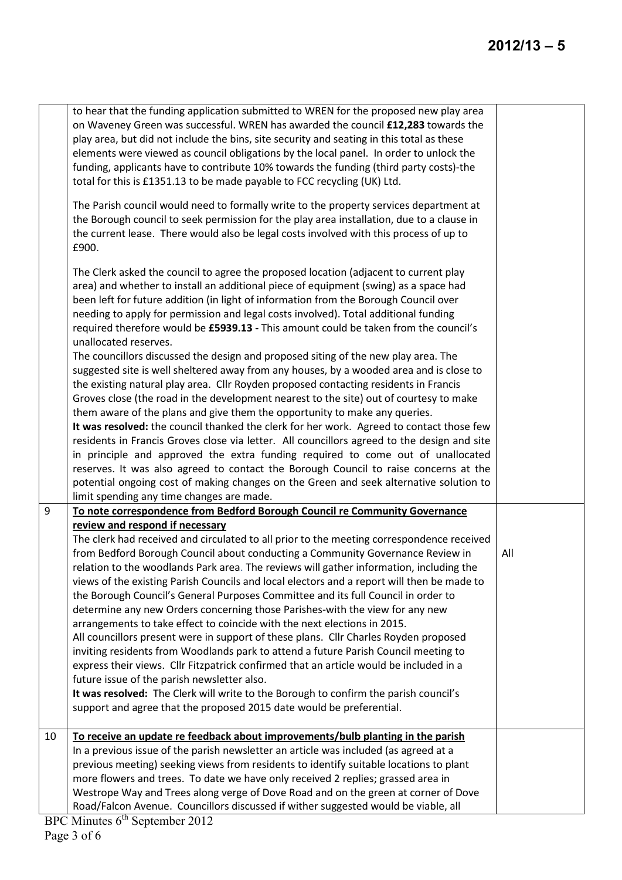|  |  |  |
|---|---|---|
|  | to hear that the funding application submitted to WREN for the proposed new play area on Waveney Green was successful. WREN has awarded the council **£12,283** towards the play area, but did not include the bins, site security and seating in this total as these elements were viewed as council obligations by the local panel. In order to unlock the funding, applicants have to contribute 10% towards the funding (third party costs)-the total for this is £1351.13 to be made payable to FCC recycling (UK) Ltd.<br><br>The Parish council would need to formally write to the property services department at the Borough council to seek permission for the play area installation, due to a clause in the current lease. There would also be legal costs involved with this process of up to £900.<br><br>The Clerk asked the council to agree the proposed location (adjacent to current play area) and whether to install an additional piece of equipment (swing) as a space had been left for future addition (in light of information from the Borough Council over needing to apply for permission and legal costs involved). Total additional funding required therefore would be **£5939.13 -** This amount could be taken from the council's unallocated reserves.<br>The councillors discussed the design and proposed siting of the new play area. The suggested site is well sheltered away from any houses, by a wooded area and is close to the existing natural play area. Cllr Royden proposed contacting residents in Francis Groves close (the road in the development nearest to the site) out of courtesy to make them aware of the plans and give them the opportunity to make any queries.<br>**It was resolved:** the council thanked the clerk for her work. Agreed to contact those few residents in Francis Groves close via letter. All councillors agreed to the design and site in principle and approved the extra funding required to come out of unallocated reserves. It was also agreed to contact the Borough Council to raise concerns at the potential ongoing cost of making changes on the Green and seek alternative solution to limit spending any time changes are made. |  |
| 9 | <u>**To note correspondence from Bedford Borough Council re Community Governance review and respond if necessary**</u><br>The clerk had received and circulated to all prior to the meeting correspondence received from Bedford Borough Council about conducting a Community Governance Review in relation to the woodlands Park area. The reviews will gather information, including the views of the existing Parish Councils and local electors and a report will then be made to the Borough Council's General Purposes Committee and its full Council in order to determine any new Orders concerning those Parishes-with the view for any new arrangements to take effect to coincide with the next elections in 2015.<br>All councillors present were in support of these plans. Cllr Charles Royden proposed inviting residents from Woodlands park to attend a future Parish Council meeting to express their views. Cllr Fitzpatrick confirmed that an article would be included in a future issue of the parish newsletter also.<br>**It was resolved:** The Clerk will write to the Borough to confirm the parish council's support and agree that the proposed 2015 date would be preferential. | All |
| 10 | <u>**To receive an update re feedback about improvements/bulb planting in the parish**</u><br>In a previous issue of the parish newsletter an article was included (as agreed at a previous meeting) seeking views from residents to identify suitable locations to plant more flowers and trees. To date we have only received 2 replies; grassed area in Westrope Way and Trees along verge of Dove Road and on the green at corner of Dove Road/Falcon Avenue. Councillors discussed if wither suggested would be viable, all |  |

BPC Minutes 6th September 2012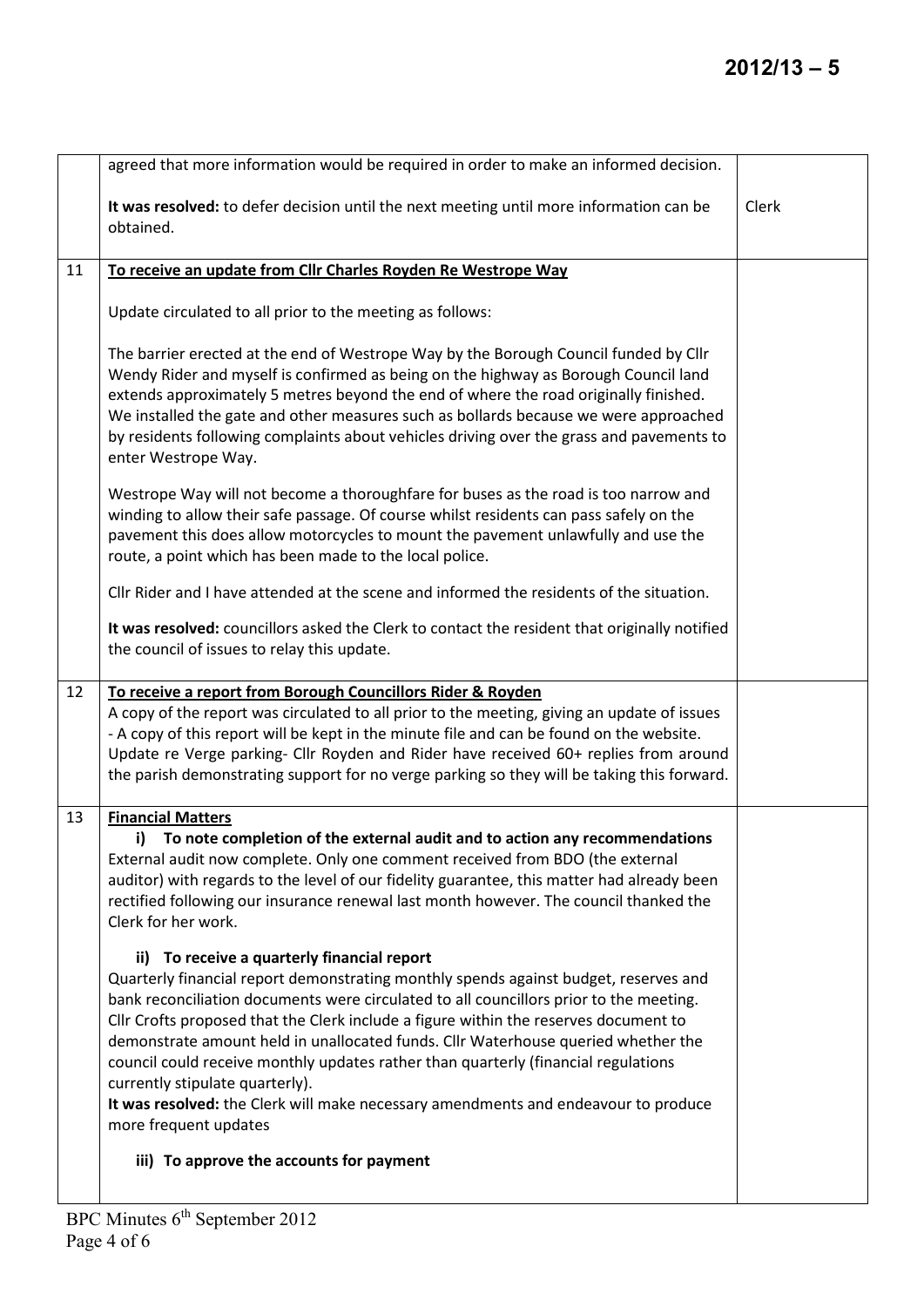| | | |
|---|---|---|
| | agreed that more information would be required in order to make an informed decision.<br><br>**It was resolved:** to defer decision until the next meeting until more information can be obtained. | Clerk |
| 11 | **<u>To receive an update from Cllr Charles Royden Re Westrope Way</u>**<br><br>Update circulated to all prior to the meeting as follows:<br><br>The barrier erected at the end of Westrope Way by the Borough Council funded by Cllr Wendy Rider and myself is confirmed as being on the highway as Borough Council land extends approximately 5 metres beyond the end of where the road originally finished. We installed the gate and other measures such as bollards because we were approached by residents following complaints about vehicles driving over the grass and pavements to enter Westrope Way.<br><br>Westrope Way will not become a thoroughfare for buses as the road is too narrow and winding to allow their safe passage. Of course whilst residents can pass safely on the pavement this does allow motorcycles to mount the pavement unlawfully and use the route, a point which has been made to the local police.<br><br>Cllr Rider and I have attended at the scene and informed the residents of the situation.<br><br>**It was resolved:** councillors asked the Clerk to contact the resident that originally notified the council of issues to relay this update. | |
| 12 | **<u>To receive a report from Borough Councillors Rider & Royden</u>**<br>A copy of the report was circulated to all prior to the meeting, giving an update of issues - A copy of this report will be kept in the minute file and can be found on the website. Update re Verge parking- Cllr Royden and Rider have received 60+ replies from around the parish demonstrating support for no verge parking so they will be taking this forward. | |
| 13 | **<u>Financial Matters</u>**<br>**i) To note completion of the external audit and to action any recommendations**<br>External audit now complete. Only one comment received from BDO (the external auditor) with regards to the level of our fidelity guarantee, this matter had already been rectified following our insurance renewal last month however. The council thanked the Clerk for her work.<br><br>**ii) To receive a quarterly financial report**<br>Quarterly financial report demonstrating monthly spends against budget, reserves and bank reconciliation documents were circulated to all councillors prior to the meeting. Cllr Crofts proposed that the Clerk include a figure within the reserves document to demonstrate amount held in unallocated funds. Cllr Waterhouse queried whether the council could receive monthly updates rather than quarterly (financial regulations currently stipulate quarterly).<br>**It was resolved:** the Clerk will make necessary amendments and endeavour to produce more frequent updates<br><br>**iii) To approve the accounts for payment** | |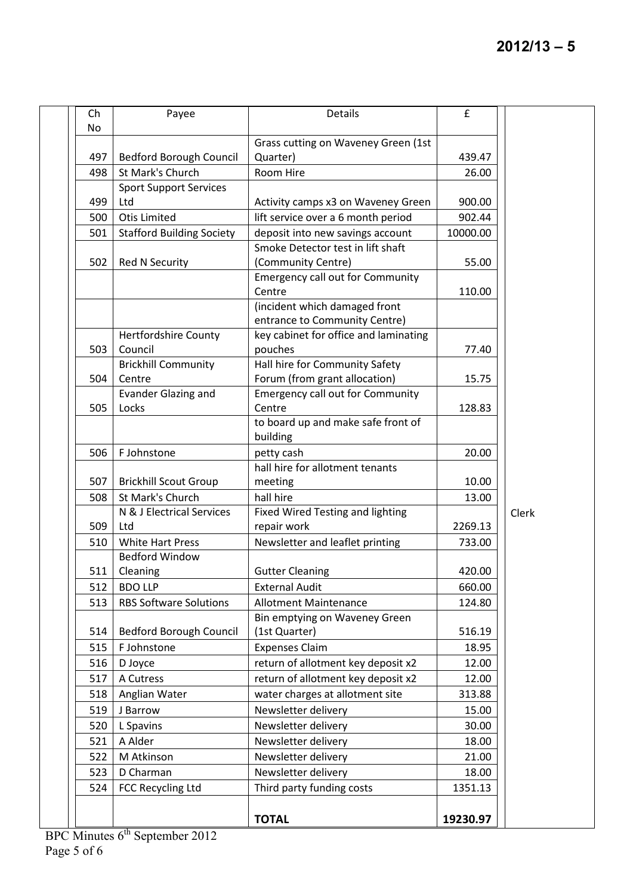| Ch No | Payee | Details | £ | |
|---|---|---|---|---|
| 497 | Bedford Borough Council | Grass cutting on Waveney Green (1st Quarter) | 439.47 | |
| 498 | St Mark's Church | Room Hire | 26.00 | |
| 499 | Sport Support Services Ltd | Activity camps x3 on Waveney Green | 900.00 | |
| 500 | Otis Limited | lift service over a 6 month period | 902.44 | |
| 501 | Stafford Building Society | deposit into new savings account | 10000.00 | |
| 502 | Red N Security | Smoke Detector test in lift shaft (Community Centre) | 55.00 | |
| | | Emergency call out for Community Centre | 110.00 | |
| | | (incident which damaged front entrance to Community Centre) | | |
| 503 | Hertfordshire County Council | key cabinet for office and laminating pouches | 77.40 | |
| 504 | Brickhill Community Centre | Hall hire for Community Safety Forum (from grant allocation) | 15.75 | |
| 505 | Evander Glazing and Locks | Emergency call out for Community Centre | 128.83 | |
| | | to board up and make safe front of building | | |
| 506 | F Johnstone | petty cash | 20.00 | |
| 507 | Brickhill Scout Group | hall hire for allotment tenants meeting | 10.00 | |
| 508 | St Mark's Church | hall hire | 13.00 | |
| 509 | N & J Electrical Services Ltd | Fixed Wired Testing and lighting repair work | 2269.13 | Clerk |
| 510 | White Hart Press | Newsletter and leaflet printing | 733.00 | |
| 511 | Bedford Window Cleaning | Gutter Cleaning | 420.00 | |
| 512 | BDO LLP | External Audit | 660.00 | |
| 513 | RBS Software Solutions | Allotment Maintenance | 124.80 | |
| 514 | Bedford Borough Council | Bin emptying on Waveney Green (1st Quarter) | 516.19 | |
| 515 | F Johnstone | Expenses Claim | 18.95 | |
| 516 | D Joyce | return of allotment key deposit x2 | 12.00 | |
| 517 | A Cutress | return of allotment key deposit x2 | 12.00 | |
| 518 | Anglian Water | water charges at allotment site | 313.88 | |
| 519 | J Barrow | Newsletter delivery | 15.00 | |
| 520 | L Spavins | Newsletter delivery | 30.00 | |
| 521 | A Alder | Newsletter delivery | 18.00 | |
| 522 | M Atkinson | Newsletter delivery | 21.00 | |
| 523 | D Charman | Newsletter delivery | 18.00 | |
| 524 | FCC Recycling Ltd | Third party funding costs | 1351.13 | |
| | | **TOTAL** | **19230.97** | |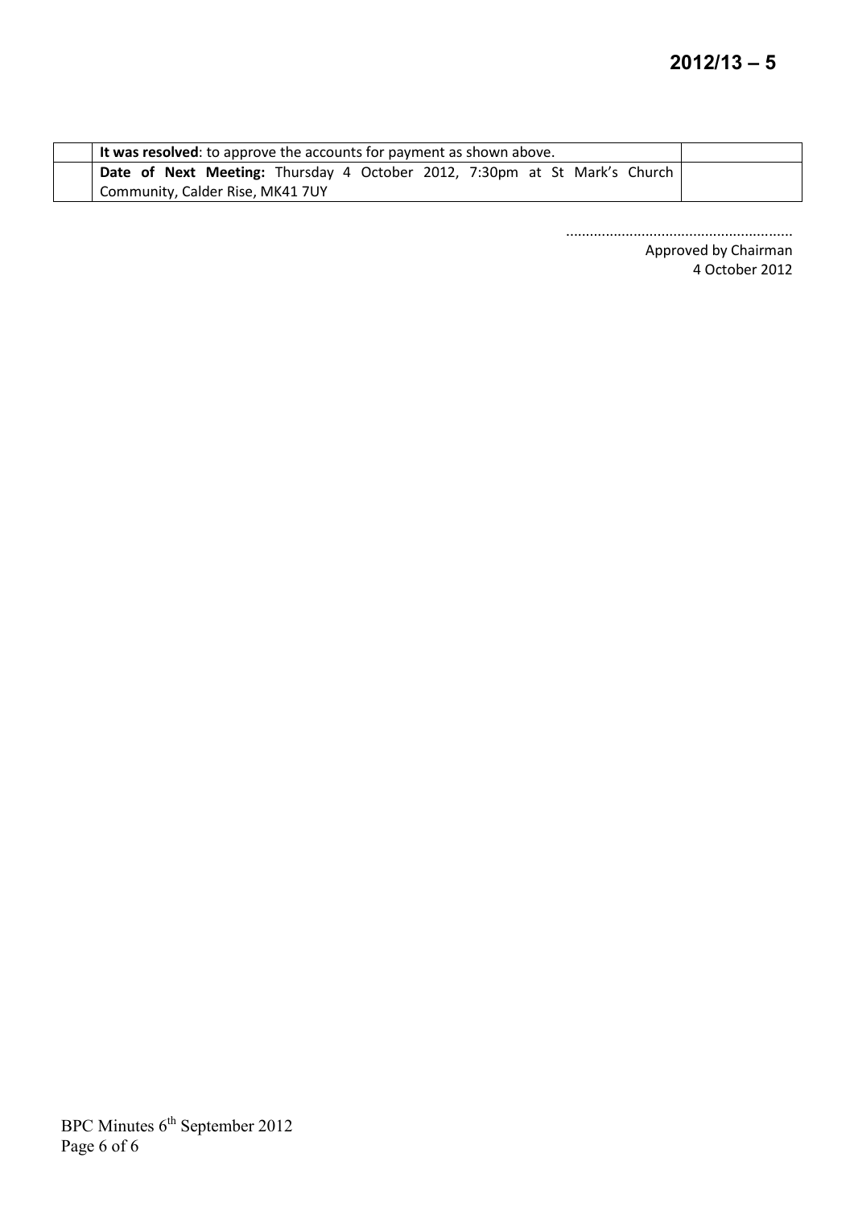| | | |
|---|---|---|
| | **It was resolved**: to approve the accounts for payment as shown above. | |
| | **Date of Next Meeting:** Thursday 4 October 2012, 7:30pm at St Mark's Church Community, Calder Rise, MK41 7UY | |

.........................................................

Approved by Chairman

4 October 2012